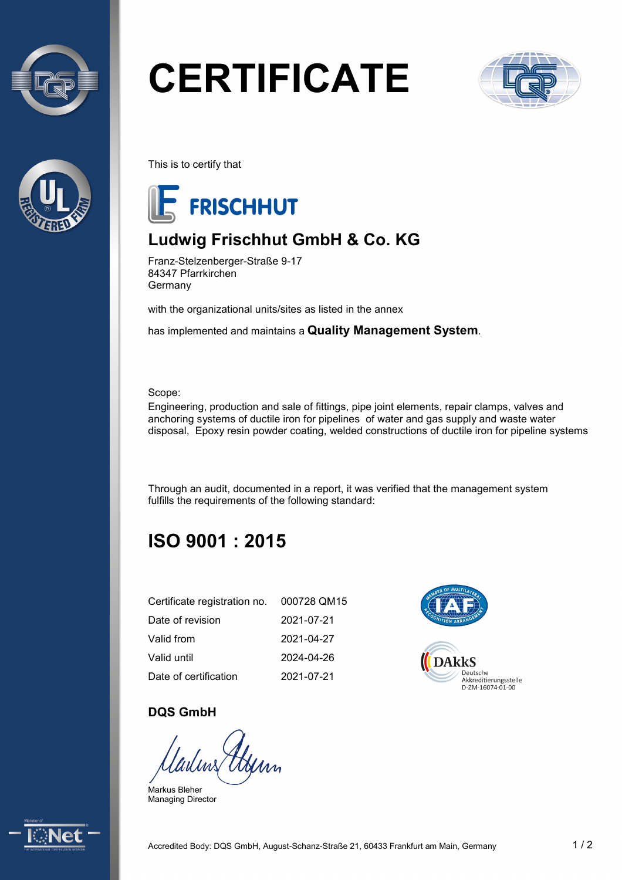# CERTIFICATE

This is to certify that

FRISCHHUT

## Ludwig Frischhut GmbH & Co. KG

Franz-Stelzenberger-Straße 9-17
84347 Pfarrkirchen
Germany

with the organizational units/sites as listed in the annex

has implemented and maintains a **Quality Management System**.

Scope:
Engineering, production and sale of fittings, pipe joint elements, repair clamps, valves and anchoring systems of ductile iron for pipelines of water and gas supply and waste water disposal, Epoxy resin powder coating, welded constructions of ductile iron for pipeline systems

Through an audit, documented in a report, it was verified that the management system fulfills the requirements of the following standard:

## ISO 9001 : 2015

| | |
|---|---|
| Certificate registration no. | 000728 QM15 |
| Date of revision | 2021-07-21 |
| Valid from | 2021-04-27 |
| Valid until | 2024-04-26 |
| Date of certification | 2021-07-21 |

DAkkS
Deutsche Akkreditierungsstelle
D-ZM-16074-01-00

**DQS GmbH**

Markus Bleher
Managing Director

Accredited Body: DQS GmbH, August-Schanz-Straße 21, 60433 Frankfurt am Main, Germany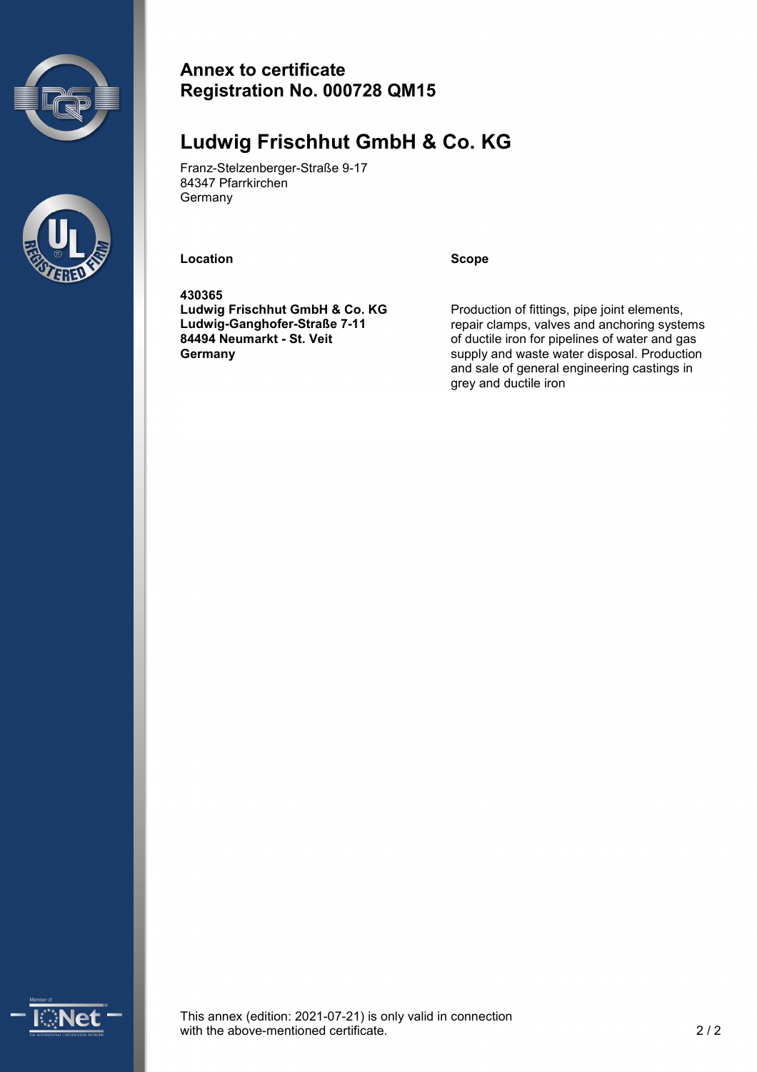# Annex to certificate
# Registration No. 000728 QM15

## Ludwig Frischhut GmbH & Co. KG

Franz-Stelzenberger-Straße 9-17
84347 Pfarrkirchen
Germany

| Location | Scope |
| --- | --- |
| **430365**<br>**Ludwig Frischhut GmbH & Co. KG**<br>**Ludwig-Ganghofer-Straße 7-11**<br>**84494 Neumarkt - St. Veit**<br>**Germany** | Production of fittings, pipe joint elements, repair clamps, valves and anchoring systems of ductile iron for pipelines of water and gas supply and waste water disposal. Production and sale of general engineering castings in grey and ductile iron |

This annex (edition: 2021-07-21) is only valid in connection with the above-mentioned certificate.